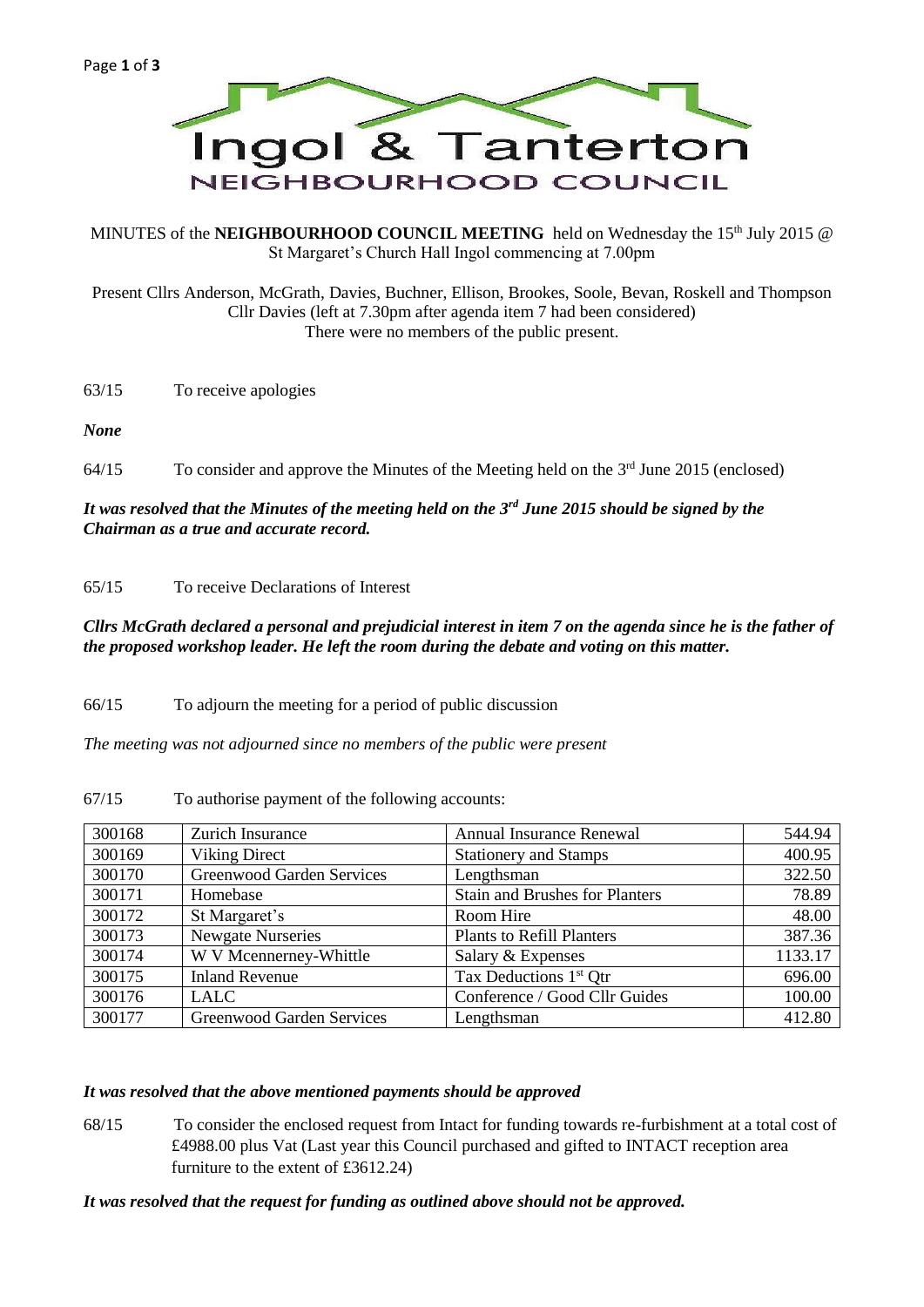# Ingol & Tanterton

## NEIGHBOURHOOD COUNCIL

MINUTES of the **NEIGHBOURHOOD COUNCIL MEETING** held on Wednesday the 15th July 2015 @ St Margaret's Church Hall Ingol commencing at 7.00pm

Present Cllrs Anderson, McGrath, Davies, Buchner, Ellison, Brookes, Soole, Bevan, Roskell and Thompson
Cllr Davies (left at 7.30pm after agenda item 7 had been considered)
There were no members of the public present.

63/15 To receive apologies

***None***

64/15 To consider and approve the Minutes of the Meeting held on the 3rd June 2015 (enclosed)

***It was resolved that the Minutes of the meeting held on the 3rd June 2015 should be signed by the Chairman as a true and accurate record.***

65/15 To receive Declarations of Interest

***Cllrs McGrath declared a personal and prejudicial interest in item 7 on the agenda since he is the father of the proposed workshop leader. He left the room during the debate and voting on this matter.***

66/15 To adjourn the meeting for a period of public discussion

*The meeting was not adjourned since no members of the public were present*

67/15 To authorise payment of the following accounts:

| | | | |
|---|---|---|---|
| 300168 | Zurich Insurance | Annual Insurance Renewal | 544.94 |
| 300169 | Viking Direct | Stationery and Stamps | 400.95 |
| 300170 | Greenwood Garden Services | Lengthsman | 322.50 |
| 300171 | Homebase | Stain and Brushes for Planters | 78.89 |
| 300172 | St Margaret's | Room Hire | 48.00 |
| 300173 | Newgate Nurseries | Plants to Refill Planters | 387.36 |
| 300174 | W V Mcennerney-Whittle | Salary & Expenses | 1133.17 |
| 300175 | Inland Revenue | Tax Deductions 1st Qtr | 696.00 |
| 300176 | LALC | Conference / Good Cllr Guides | 100.00 |
| 300177 | Greenwood Garden Services | Lengthsman | 412.80 |

***It was resolved that the above mentioned payments should be approved***

68/15 To consider the enclosed request from Intact for funding towards re-furbishment at a total cost of £4988.00 plus Vat (Last year this Council purchased and gifted to INTACT reception area furniture to the extent of £3612.24)

***It was resolved that the request for funding as outlined above should not be approved.***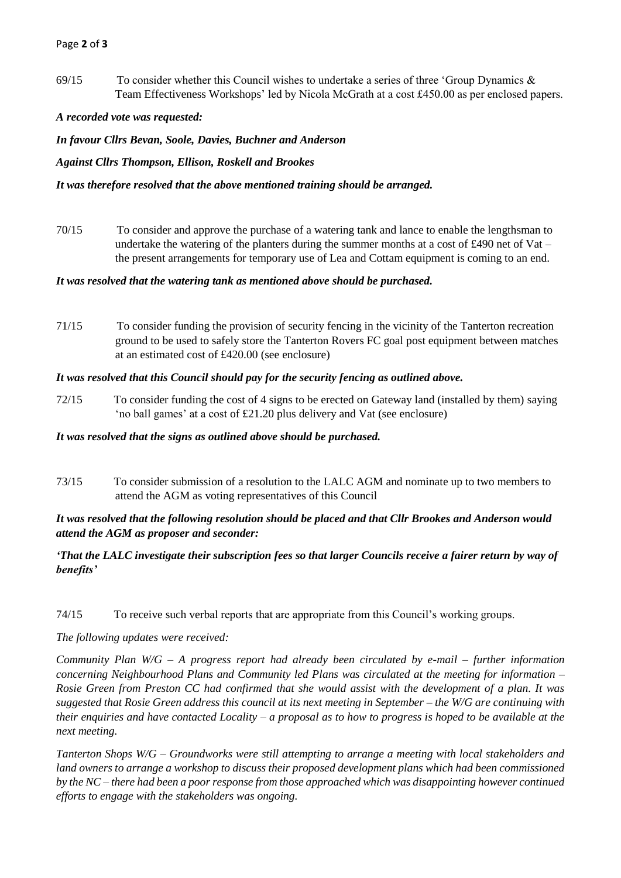69/15 To consider whether this Council wishes to undertake a series of three 'Group Dynamics & Team Effectiveness Workshops' led by Nicola McGrath at a cost £450.00 as per enclosed papers.

***A recorded vote was requested:***

***In favour Cllrs Bevan, Soole, Davies, Buchner and Anderson***

***Against Cllrs Thompson, Ellison, Roskell and Brookes***

***It was therefore resolved that the above mentioned training should be arranged.***

70/15 To consider and approve the purchase of a watering tank and lance to enable the lengthsman to undertake the watering of the planters during the summer months at a cost of £490 net of Vat – the present arrangements for temporary use of Lea and Cottam equipment is coming to an end.

***It was resolved that the watering tank as mentioned above should be purchased.***

71/15 To consider funding the provision of security fencing in the vicinity of the Tanterton recreation ground to be used to safely store the Tanterton Rovers FC goal post equipment between matches at an estimated cost of £420.00 (see enclosure)

***It was resolved that this Council should pay for the security fencing as outlined above.***

72/15 To consider funding the cost of 4 signs to be erected on Gateway land (installed by them) saying 'no ball games' at a cost of £21.20 plus delivery and Vat (see enclosure)

***It was resolved that the signs as outlined above should be purchased.***

73/15 To consider submission of a resolution to the LALC AGM and nominate up to two members to attend the AGM as voting representatives of this Council

***It was resolved that the following resolution should be placed and that Cllr Brookes and Anderson would attend the AGM as proposer and seconder:***

***'That the LALC investigate their subscription fees so that larger Councils receive a fairer return by way of benefits'***

74/15 To receive such verbal reports that are appropriate from this Council's working groups.

*The following updates were received:*

*Community Plan W/G – A progress report had already been circulated by e-mail – further information concerning Neighbourhood Plans and Community led Plans was circulated at the meeting for information – Rosie Green from Preston CC had confirmed that she would assist with the development of a plan. It was suggested that Rosie Green address this council at its next meeting in September – the W/G are continuing with their enquiries and have contacted Locality – a proposal as to how to progress is hoped to be available at the next meeting.*

*Tanterton Shops W/G – Groundworks were still attempting to arrange a meeting with local stakeholders and land owners to arrange a workshop to discuss their proposed development plans which had been commissioned by the NC – there had been a poor response from those approached which was disappointing however continued efforts to engage with the stakeholders was ongoing.*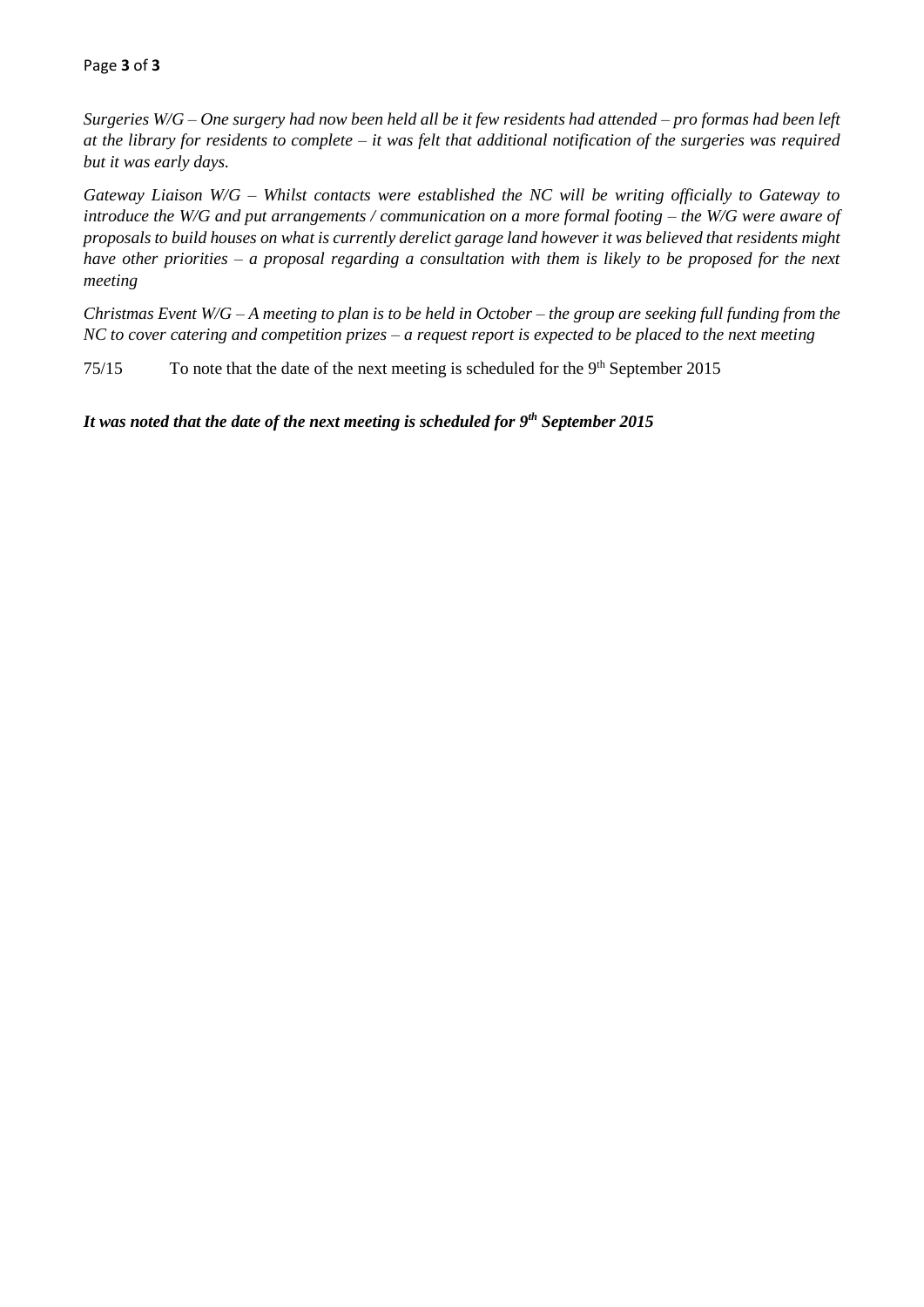*Surgeries W/G – One surgery had now been held all be it few residents had attended – pro formas had been left at the library for residents to complete – it was felt that additional notification of the surgeries was required but it was early days.*

*Gateway Liaison W/G – Whilst contacts were established the NC will be writing officially to Gateway to introduce the W/G and put arrangements / communication on a more formal footing – the W/G were aware of proposals to build houses on what is currently derelict garage land however it was believed that residents might have other priorities – a proposal regarding a consultation with them is likely to be proposed for the next meeting*

*Christmas Event W/G – A meeting to plan is to be held in October – the group are seeking full funding from the NC to cover catering and competition prizes – a request report is expected to be placed to the next meeting*

75/15 To note that the date of the next meeting is scheduled for the 9th September 2015

***It was noted that the date of the next meeting is scheduled for 9th September 2015***